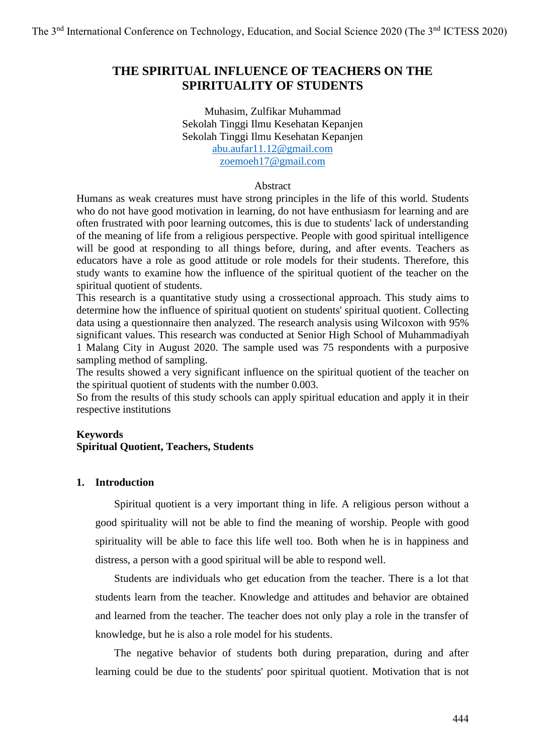# THE SPIRITUAL INFLUENCE OF TEACHERS ON THE SPIRITUALITY OF STUDENTS

Muhasim, Zulfikar Muhammad
Sekolah Tinggi Ilmu Kesehatan Kepanjen
Sekolah Tinggi Ilmu Kesehatan Kepanjen
abu.aufar11.12@gmail.com
zoemoeh17@gmail.com

## Abstract

Humans as weak creatures must have strong principles in the life of this world. Students who do not have good motivation in learning, do not have enthusiasm for learning and are often frustrated with poor learning outcomes, this is due to students' lack of understanding of the meaning of life from a religious perspective. People with good spiritual intelligence will be good at responding to all things before, during, and after events. Teachers as educators have a role as good attitude or role models for their students. Therefore, this study wants to examine how the influence of the spiritual quotient of the teacher on the spiritual quotient of students.

This research is a quantitative study using a crossectional approach. This study aims to determine how the influence of spiritual quotient on students' spiritual quotient. Collecting data using a questionnaire then analyzed. The research analysis using Wilcoxon with 95% significant values. This research was conducted at Senior High School of Muhammadiyah 1 Malang City in August 2020. The sample used was 75 respondents with a purposive sampling method of sampling.

The results showed a very significant influence on the spiritual quotient of the teacher on the spiritual quotient of students with the number 0.003.

So from the results of this study schools can apply spiritual education and apply it in their respective institutions

**Keywords**
**Spiritual Quotient, Teachers, Students**

## 1. Introduction

Spiritual quotient is a very important thing in life. A religious person without a good spirituality will not be able to find the meaning of worship. People with good spirituality will be able to face this life well too. Both when he is in happiness and distress, a person with a good spiritual will be able to respond well.

Students are individuals who get education from the teacher. There is a lot that students learn from the teacher. Knowledge and attitudes and behavior are obtained and learned from the teacher. The teacher does not only play a role in the transfer of knowledge, but he is also a role model for his students.

The negative behavior of students both during preparation, during and after learning could be due to the students' poor spiritual quotient. Motivation that is not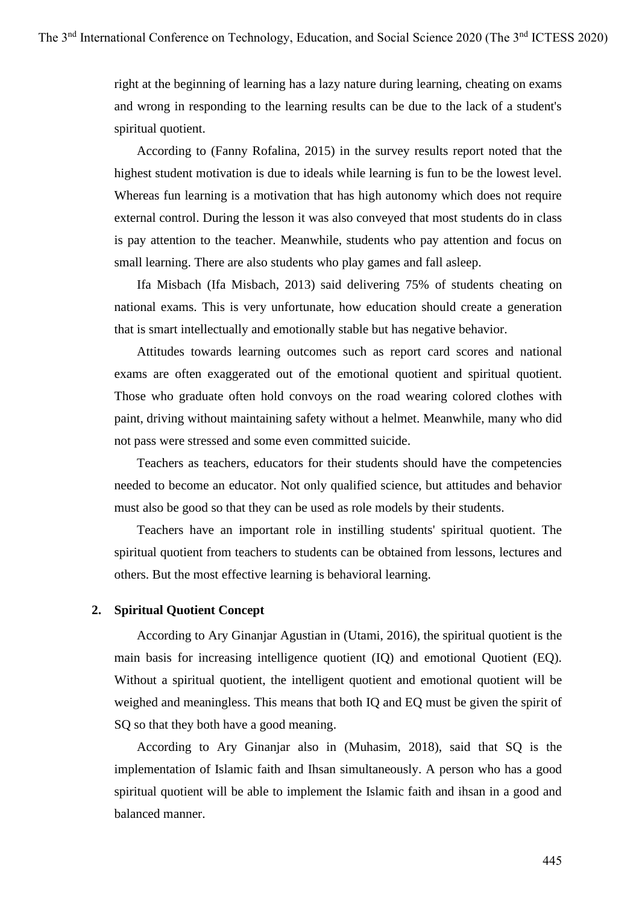right at the beginning of learning has a lazy nature during learning, cheating on exams and wrong in responding to the learning results can be due to the lack of a student's spiritual quotient.

According to (Fanny Rofalina, 2015) in the survey results report noted that the highest student motivation is due to ideals while learning is fun to be the lowest level. Whereas fun learning is a motivation that has high autonomy which does not require external control. During the lesson it was also conveyed that most students do in class is pay attention to the teacher. Meanwhile, students who pay attention and focus on small learning. There are also students who play games and fall asleep.

Ifa Misbach (Ifa Misbach, 2013) said delivering 75% of students cheating on national exams. This is very unfortunate, how education should create a generation that is smart intellectually and emotionally stable but has negative behavior.

Attitudes towards learning outcomes such as report card scores and national exams are often exaggerated out of the emotional quotient and spiritual quotient. Those who graduate often hold convoys on the road wearing colored clothes with paint, driving without maintaining safety without a helmet. Meanwhile, many who did not pass were stressed and some even committed suicide.

Teachers as teachers, educators for their students should have the competencies needed to become an educator. Not only qualified science, but attitudes and behavior must also be good so that they can be used as role models by their students.

Teachers have an important role in instilling students' spiritual quotient. The spiritual quotient from teachers to students can be obtained from lessons, lectures and others. But the most effective learning is behavioral learning.

## 2. Spiritual Quotient Concept

According to Ary Ginanjar Agustian in (Utami, 2016), the spiritual quotient is the main basis for increasing intelligence quotient (IQ) and emotional Quotient (EQ). Without a spiritual quotient, the intelligent quotient and emotional quotient will be weighed and meaningless. This means that both IQ and EQ must be given the spirit of SQ so that they both have a good meaning.

According to Ary Ginanjar also in (Muhasim, 2018), said that SQ is the implementation of Islamic faith and Ihsan simultaneously. A person who has a good spiritual quotient will be able to implement the Islamic faith and ihsan in a good and balanced manner.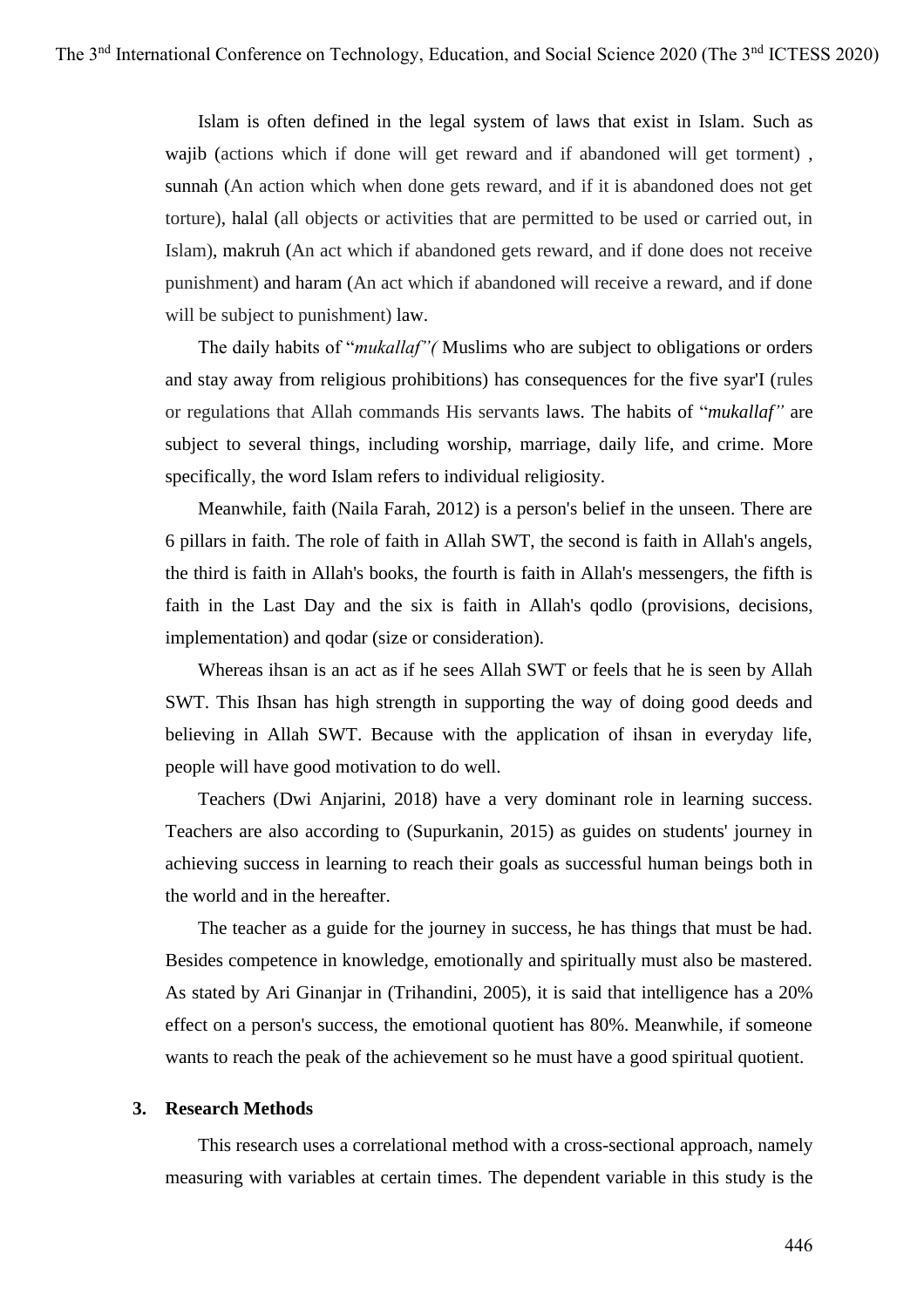Islam is often defined in the legal system of laws that exist in Islam. Such as wajib (actions which if done will get reward and if abandoned will get torment) , sunnah (An action which when done gets reward, and if it is abandoned does not get torture), halal (all objects or activities that are permitted to be used or carried out, in Islam), makruh (An act which if abandoned gets reward, and if done does not receive punishment) and haram (An act which if abandoned will receive a reward, and if done will be subject to punishment) law.

The daily habits of "*mukallaf"(* Muslims who are subject to obligations or orders and stay away from religious prohibitions) has consequences for the five syar'I (rules or regulations that Allah commands His servants laws. The habits of "*mukallaf"* are subject to several things, including worship, marriage, daily life, and crime. More specifically, the word Islam refers to individual religiosity.

Meanwhile, faith (Naila Farah, 2012) is a person's belief in the unseen. There are 6 pillars in faith. The role of faith in Allah SWT, the second is faith in Allah's angels, the third is faith in Allah's books, the fourth is faith in Allah's messengers, the fifth is faith in the Last Day and the six is faith in Allah's qodlo (provisions, decisions, implementation) and qodar (size or consideration).

Whereas ihsan is an act as if he sees Allah SWT or feels that he is seen by Allah SWT. This Ihsan has high strength in supporting the way of doing good deeds and believing in Allah SWT. Because with the application of ihsan in everyday life, people will have good motivation to do well.

Teachers (Dwi Anjarini, 2018) have a very dominant role in learning success. Teachers are also according to (Supurkanin, 2015) as guides on students' journey in achieving success in learning to reach their goals as successful human beings both in the world and in the hereafter.

The teacher as a guide for the journey in success, he has things that must be had. Besides competence in knowledge, emotionally and spiritually must also be mastered. As stated by Ari Ginanjar in (Trihandini, 2005), it is said that intelligence has a 20% effect on a person's success, the emotional quotient has 80%. Meanwhile, if someone wants to reach the peak of the achievement so he must have a good spiritual quotient.

## 3. Research Methods

This research uses a correlational method with a cross-sectional approach, namely measuring with variables at certain times. The dependent variable in this study is the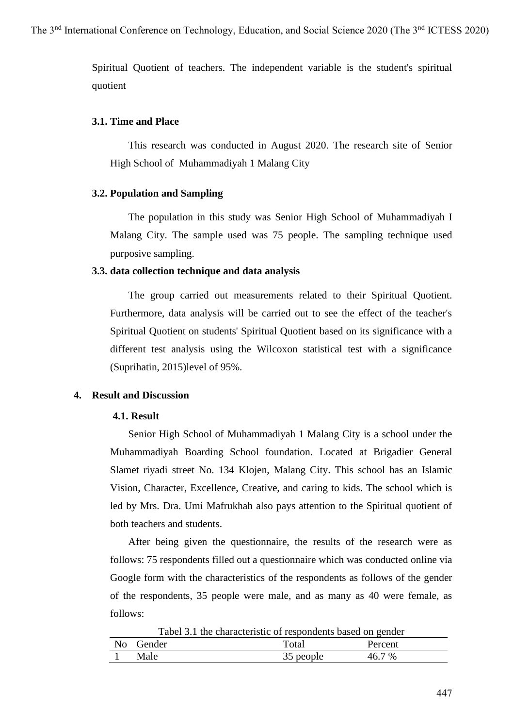Spiritual Quotient of teachers. The independent variable is the student's spiritual quotient

### 3.1. Time and Place

This research was conducted in August 2020. The research site of Senior High School of Muhammadiyah 1 Malang City

### 3.2. Population and Sampling

The population in this study was Senior High School of Muhammadiyah I Malang City. The sample used was 75 people. The sampling technique used purposive sampling.

### 3.3. data collection technique and data analysis

The group carried out measurements related to their Spiritual Quotient. Furthermore, data analysis will be carried out to see the effect of the teacher's Spiritual Quotient on students' Spiritual Quotient based on its significance with a different test analysis using the Wilcoxon statistical test with a significance (Suprihatin, 2015)level of 95%.

## 4. Result and Discussion

### 4.1. Result

Senior High School of Muhammadiyah 1 Malang City is a school under the Muhammadiyah Boarding School foundation. Located at Brigadier General Slamet riyadi street No. 134 Klojen, Malang City. This school has an Islamic Vision, Character, Excellence, Creative, and caring to kids. The school which is led by Mrs. Dra. Umi Mafrukhah also pays attention to the Spiritual quotient of both teachers and students.

After being given the questionnaire, the results of the research were as follows: 75 respondents filled out a questionnaire which was conducted online via Google form with the characteristics of the respondents as follows of the gender of the respondents, 35 people were male, and as many as 40 were female, as follows:

Tabel 3.1 the characteristic of respondents based on gender

| No | Gender | Total | Percent |
|---|---|---|---|
| 1 | Male | 35 people | 46.7 % |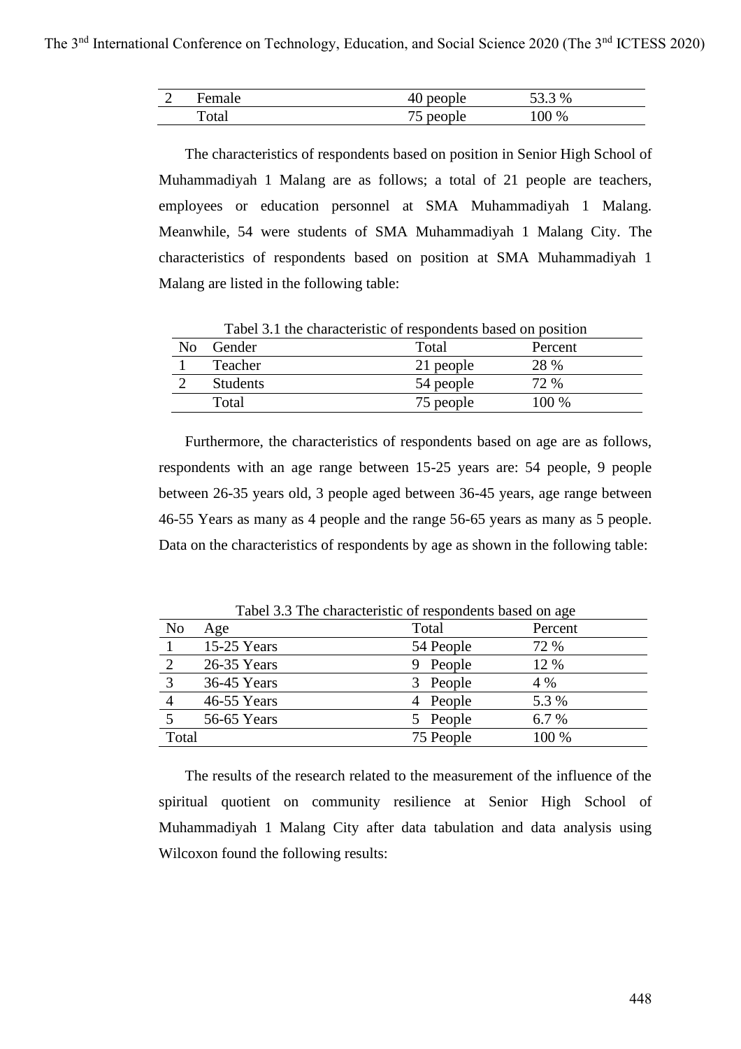| 2 | Female | 40 people | 53.3 % |
|---|---|---|---|
| | Total | 75 people | 100 % |

The characteristics of respondents based on position in Senior High School of Muhammadiyah 1 Malang are as follows; a total of 21 people are teachers, employees or education personnel at SMA Muhammadiyah 1 Malang. Meanwhile, 54 were students of SMA Muhammadiyah 1 Malang City. The characteristics of respondents based on position at SMA Muhammadiyah 1 Malang are listed in the following table:

Tabel 3.1 the characteristic of respondents based on position

| No | Gender | Total | Percent |
|---|---|---|---|
| 1 | Teacher | 21 people | 28 % |
| 2 | Students | 54 people | 72 % |
| | Total | 75 people | 100 % |

Furthermore, the characteristics of respondents based on age are as follows, respondents with an age range between 15-25 years are: 54 people, 9 people between 26-35 years old, 3 people aged between 36-45 years, age range between 46-55 Years as many as 4 people and the range 56-65 years as many as 5 people. Data on the characteristics of respondents by age as shown in the following table:

Tabel 3.3 The characteristic of respondents based on age

| No | Age | Total | Percent |
|---|---|---|---|
| 1 | 15-25 Years | 54 People | 72 % |
| 2 | 26-35 Years | 9 People | 12 % |
| 3 | 36-45 Years | 3 People | 4 % |
| 4 | 46-55 Years | 4 People | 5.3 % |
| 5 | 56-65 Years | 5 People | 6.7 % |
| Total | | 75 People | 100 % |

The results of the research related to the measurement of the influence of the spiritual quotient on community resilience at Senior High School of Muhammadiyah 1 Malang City after data tabulation and data analysis using Wilcoxon found the following results: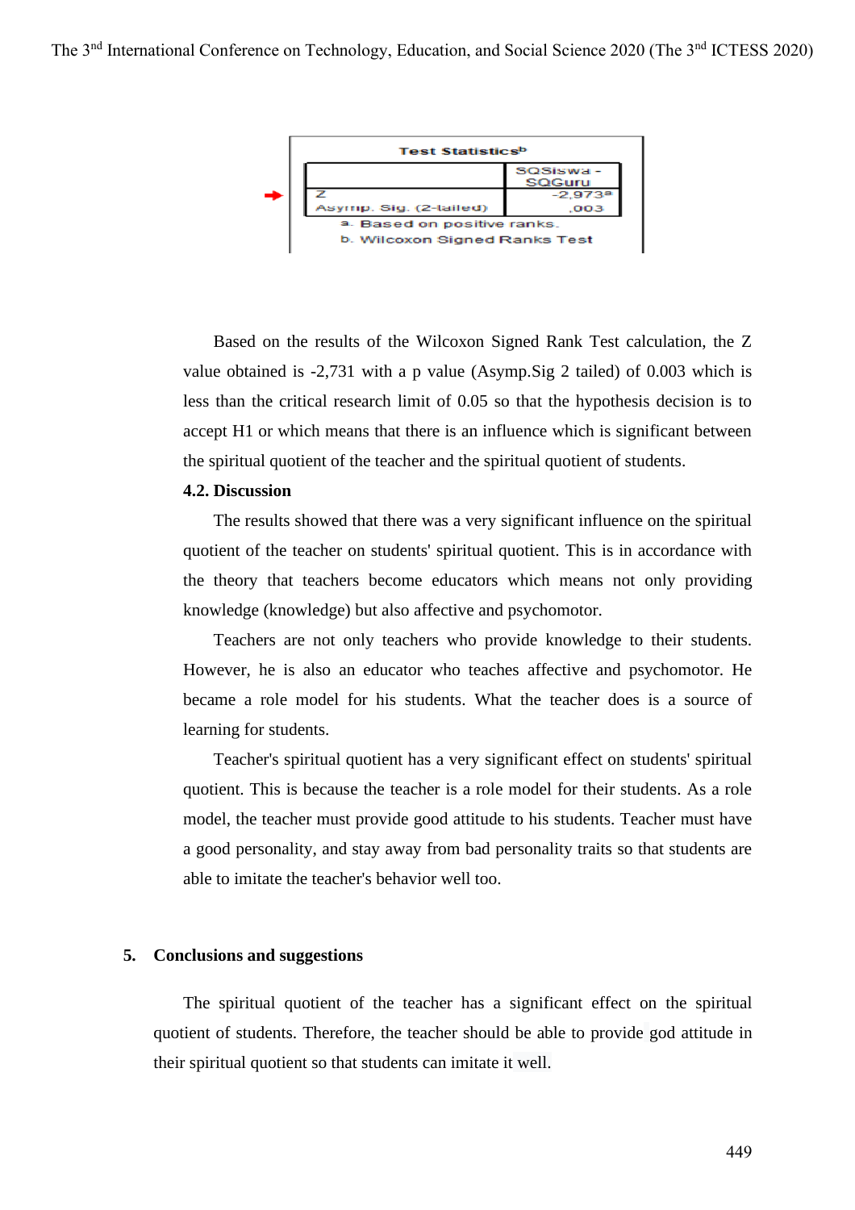**Test Statistics[b]**

| | SQSiswa - SQGuru |
|---|---|
| Z | -2,973[a] |
| Asymp. Sig. (2-tailed) | ,003 |

a. Based on positive ranks.

b. Wilcoxon Signed Ranks Test

Based on the results of the Wilcoxon Signed Rank Test calculation, the Z value obtained is -2,731 with a p value (Asymp.Sig 2 tailed) of 0.003 which is less than the critical research limit of 0.05 so that the hypothesis decision is to accept H1 or which means that there is an influence which is significant between the spiritual quotient of the teacher and the spiritual quotient of students.

### 4.2. Discussion

The results showed that there was a very significant influence on the spiritual quotient of the teacher on students' spiritual quotient. This is in accordance with the theory that teachers become educators which means not only providing knowledge (knowledge) but also affective and psychomotor.

Teachers are not only teachers who provide knowledge to their students. However, he is also an educator who teaches affective and psychomotor. He became a role model for his students. What the teacher does is a source of learning for students.

Teacher's spiritual quotient has a very significant effect on students' spiritual quotient. This is because the teacher is a role model for their students. As a role model, the teacher must provide good attitude to his students. Teacher must have a good personality, and stay away from bad personality traits so that students are able to imitate the teacher's behavior well too.

## 5. Conclusions and suggestions

The spiritual quotient of the teacher has a significant effect on the spiritual quotient of students. Therefore, the teacher should be able to provide god attitude in their spiritual quotient so that students can imitate it well.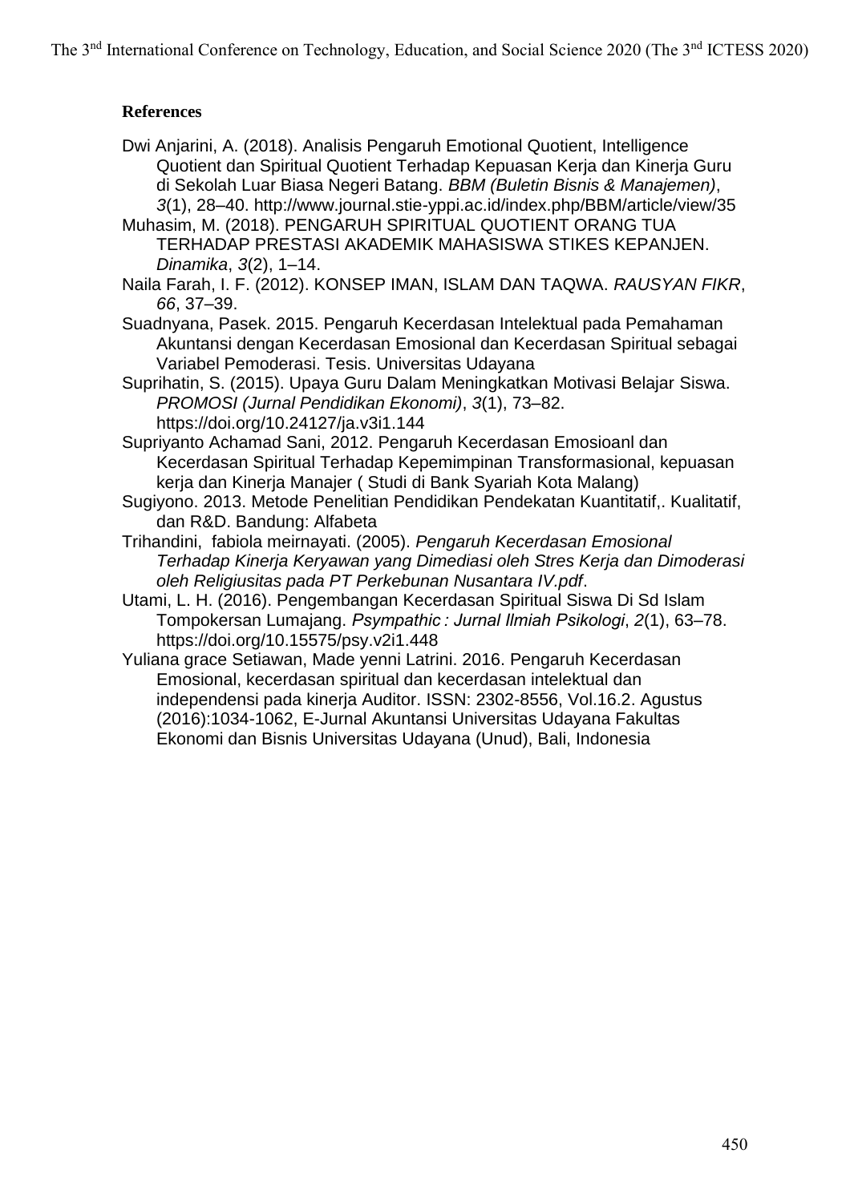**References**

Dwi Anjarini, A. (2018). Analisis Pengaruh Emotional Quotient, Intelligence Quotient dan Spiritual Quotient Terhadap Kepuasan Kerja dan Kinerja Guru di Sekolah Luar Biasa Negeri Batang. *BBM (Buletin Bisnis & Manajemen)*, *3*(1), 28–40. http://www.journal.stie-yppi.ac.id/index.php/BBM/article/view/35

Muhasim, M. (2018). PENGARUH SPIRITUAL QUOTIENT ORANG TUA TERHADAP PRESTASI AKADEMIK MAHASISWA STIKES KEPANJEN. *Dinamika*, *3*(2), 1–14.

Naila Farah, I. F. (2012). KONSEP IMAN, ISLAM DAN TAQWA. *RAUSYAN FIKR*, *66*, 37–39.

Suadnyana, Pasek. 2015. Pengaruh Kecerdasan Intelektual pada Pemahaman Akuntansi dengan Kecerdasan Emosional dan Kecerdasan Spiritual sebagai Variabel Pemoderasi. Tesis. Universitas Udayana

Suprihatin, S. (2015). Upaya Guru Dalam Meningkatkan Motivasi Belajar Siswa. *PROMOSI (Jurnal Pendidikan Ekonomi)*, *3*(1), 73–82. https://doi.org/10.24127/ja.v3i1.144

Supriyanto Achamad Sani, 2012. Pengaruh Kecerdasan Emosioanl dan Kecerdasan Spiritual Terhadap Kepemimpinan Transformasional, kepuasan kerja dan Kinerja Manajer ( Studi di Bank Syariah Kota Malang)

Sugiyono. 2013. Metode Penelitian Pendidikan Pendekatan Kuantitatif,. Kualitatif, dan R&D. Bandung: Alfabeta

Trihandini, fabiola meirnayati. (2005). *Pengaruh Kecerdasan Emosional Terhadap Kinerja Keryawan yang Dimediasi oleh Stres Kerja dan Dimoderasi oleh Religiusitas pada PT Perkebunan Nusantara IV.pdf*.

Utami, L. H. (2016). Pengembangan Kecerdasan Spiritual Siswa Di Sd Islam Tompokersan Lumajang. *Psympathic : Jurnal Ilmiah Psikologi*, *2*(1), 63–78. https://doi.org/10.15575/psy.v2i1.448

Yuliana grace Setiawan, Made yenni Latrini. 2016. Pengaruh Kecerdasan Emosional, kecerdasan spiritual dan kecerdasan intelektual dan independensi pada kinerja Auditor. ISSN: 2302-8556, Vol.16.2. Agustus (2016):1034-1062, E-Jurnal Akuntansi Universitas Udayana Fakultas Ekonomi dan Bisnis Universitas Udayana (Unud), Bali, Indonesia